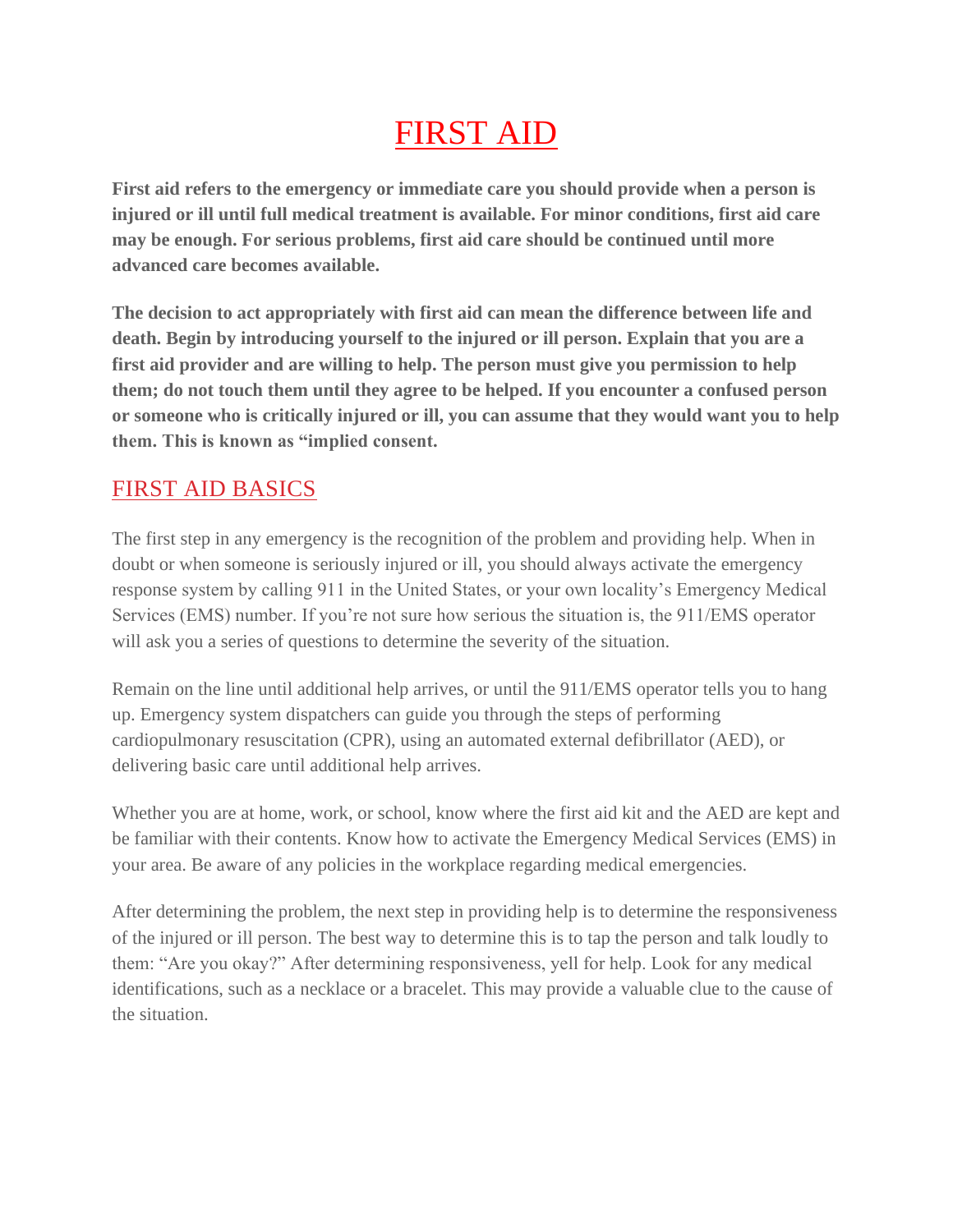# FIRST AID

**First aid refers to the emergency or immediate care you should provide when a person is injured or ill until full medical treatment is available. For minor conditions, first aid care may be enough. For serious problems, first aid care should be continued until more advanced care becomes available.**

**The decision to act appropriately with first aid can mean the difference between life and death. Begin by introducing yourself to the injured or ill person. Explain that you are a first aid provider and are willing to help. The person must give you permission to help them; do not touch them until they agree to be helped. If you encounter a confused person or someone who is critically injured or ill, you can assume that they would want you to help them. This is known as "implied consent.**

## FIRST AID BASICS

The first step in any emergency is the recognition of the problem and providing help. When in doubt or when someone is seriously injured or ill, you should always activate the emergency response system by calling 911 in the United States, or your own locality's Emergency Medical Services (EMS) number. If you're not sure how serious the situation is, the 911/EMS operator will ask you a series of questions to determine the severity of the situation.

Remain on the line until additional help arrives, or until the 911/EMS operator tells you to hang up. Emergency system dispatchers can guide you through the steps of performing cardiopulmonary resuscitation (CPR), using an automated external defibrillator (AED), or delivering basic care until additional help arrives.

Whether you are at home, work, or school, know where the first aid kit and the AED are kept and be familiar with their contents. Know how to activate the Emergency Medical Services (EMS) in your area. Be aware of any policies in the workplace regarding medical emergencies.

After determining the problem, the next step in providing help is to determine the responsiveness of the injured or ill person. The best way to determine this is to tap the person and talk loudly to them: "Are you okay?" After determining responsiveness, yell for help. Look for any medical identifications, such as a necklace or a bracelet. This may provide a valuable clue to the cause of the situation.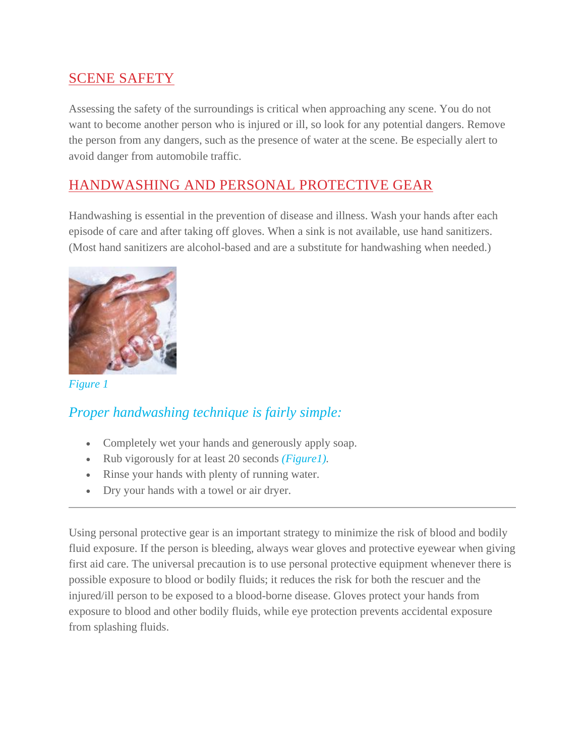## SCENE SAFETY

Assessing the safety of the surroundings is critical when approaching any scene. You do not want to become another person who is injured or ill, so look for any potential dangers. Remove the person from any dangers, such as the presence of water at the scene. Be especially alert to avoid danger from automobile traffic.

## HANDWASHING AND PERSONAL PROTECTIVE GEAR

Handwashing is essential in the prevention of disease and illness. Wash your hands after each episode of care and after taking off gloves. When a sink is not available, use hand sanitizers. (Most hand sanitizers are alcohol-based and are a substitute for handwashing when needed.)

*Figure 1*

### *Proper handwashing technique is fairly simple:*

- Completely wet your hands and generously apply soap.
- Rub vigorously for at least 20 seconds *(Figure1)*.
- Rinse your hands with plenty of running water.
- Dry your hands with a towel or air dryer.

---

Using personal protective gear is an important strategy to minimize the risk of blood and bodily fluid exposure. If the person is bleeding, always wear gloves and protective eyewear when giving first aid care. The universal precaution is to use personal protective equipment whenever there is possible exposure to blood or bodily fluids; it reduces the risk for both the rescuer and the injured/ill person to be exposed to a blood-borne disease. Gloves protect your hands from exposure to blood and other bodily fluids, while eye protection prevents accidental exposure from splashing fluids.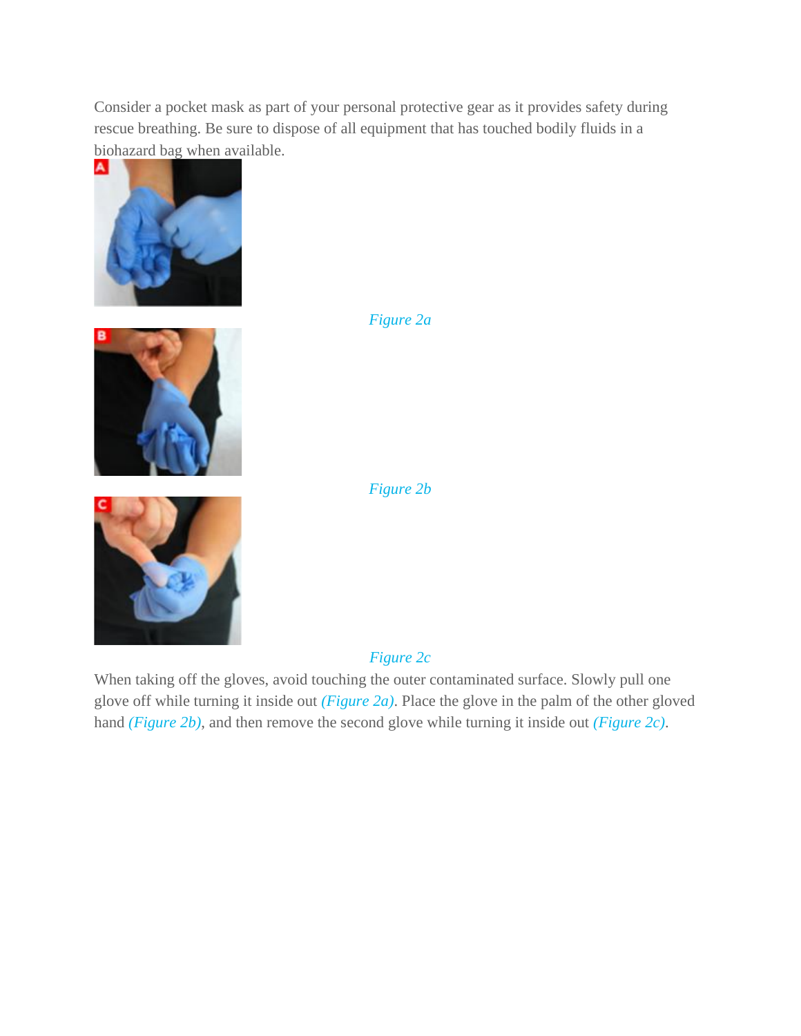Consider a pocket mask as part of your personal protective gear as it provides safety during rescue breathing. Be sure to dispose of all equipment that has touched bodily fluids in a biohazard bag when available.

*Figure 2a*

*Figure 2b*

*Figure 2c*

When taking off the gloves, avoid touching the outer contaminated surface. Slowly pull one glove off while turning it inside out *(Figure 2a)*. Place the glove in the palm of the other gloved hand *(Figure 2b)*, and then remove the second glove while turning it inside out *(Figure 2c)*.